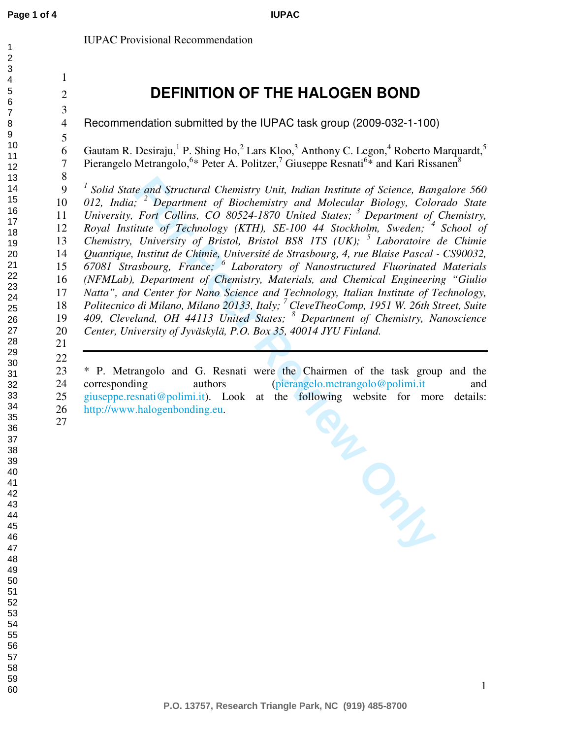IUPAC Provisional Recommendation

# DEFINITION OF THE HALOGEN BOND

Recommendation submitted by the IUPAC task group (2009-032-1-100)

Gautam R. Desiraju,[1] P. Shing Ho,[2] Lars Kloo,[3] Anthony C. Legon,[4] Roberto Marquardt,[5] Pierangelo Metrangolo,[6]* Peter A. Politzer,[7] Giuseppe Resnati[6]* and Kari Rissanen[8]

*[1] Solid State and Structural Chemistry Unit, Indian Institute of Science, Bangalore 560 012, India; [2] Department of Biochemistry and Molecular Biology, Colorado State University, Fort Collins, CO 80524-1870 United States; [3] Department of Chemistry, Royal Institute of Technology (KTH), SE-100 44 Stockholm, Sweden; [4] School of Chemistry, University of Bristol, Bristol BS8 1TS (UK); [5] Laboratoire de Chimie Quantique, Institut de Chimie, Université de Strasbourg, 4, rue Blaise Pascal - CS90032, 67081 Strasbourg, France; [6] Laboratory of Nanostructured Fluorinated Materials (NFMLab), Department of Chemistry, Materials, and Chemical Engineering "Giulio Natta", and Center for Nano Science and Technology, Italian Institute of Technology, Politecnico di Milano, Milano 20133, Italy; [7] CleveTheoComp, 1951 W. 26th Street, Suite 409, Cleveland, OH 44113 United States; [8] Department of Chemistry, Nanoscience Center, University of Jyväskylä, P.O. Box 35, 40014 JYU Finland.*

---

* P. Metrangolo and G. Resnati were the Chairmen of the task group and the corresponding authors (pierangelo.metrangolo@polimi.it and giuseppe.resnati@polimi.it). Look at the following website for more details: http://www.halogenbonding.eu.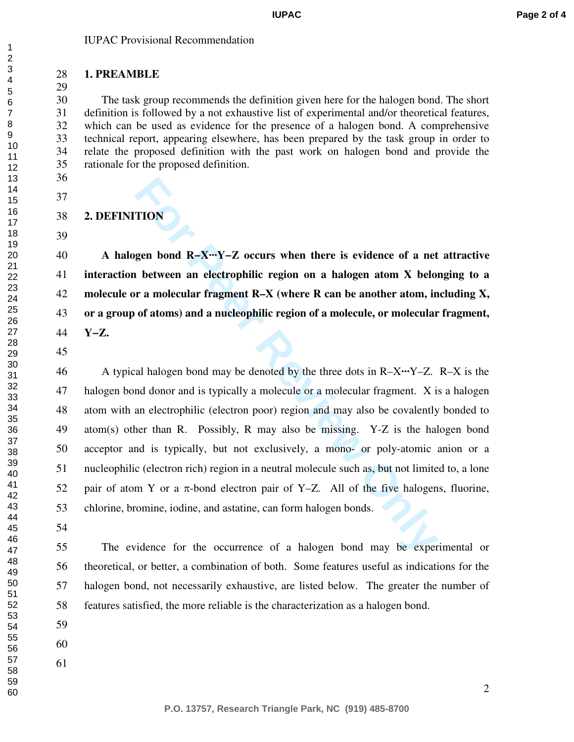IUPAC Provisional Recommendation

## 1. PREAMBLE

The task group recommends the definition given here for the halogen bond. The short definition is followed by a not exhaustive list of experimental and/or theoretical features, which can be used as evidence for the presence of a halogen bond. A comprehensive technical report, appearing elsewhere, has been prepared by the task group in order to relate the proposed definition with the past work on halogen bond and provide the rationale for the proposed definition.

## 2. DEFINITION

**A halogen bond R–X···Y–Z occurs when there is evidence of a net attractive interaction between an electrophilic region on a halogen atom X belonging to a molecule or a molecular fragment R–X (where R can be another atom, including X, or a group of atoms) and a nucleophilic region of a molecule, or molecular fragment, Y–Z.**

A typical halogen bond may be denoted by the three dots in R–X···Y–Z. R–X is the halogen bond donor and is typically a molecule or a molecular fragment. X is a halogen atom with an electrophilic (electron poor) region and may also be covalently bonded to atom(s) other than R. Possibly, R may also be missing. Y-Z is the halogen bond acceptor and is typically, but not exclusively, a mono- or poly-atomic anion or a nucleophilic (electron rich) region in a neutral molecule such as, but not limited to, a lone pair of atom Y or a π-bond electron pair of Y–Z. All of the five halogens, fluorine, chlorine, bromine, iodine, and astatine, can form halogen bonds.

The evidence for the occurrence of a halogen bond may be experimental or theoretical, or better, a combination of both. Some features useful as indications for the halogen bond, not necessarily exhaustive, are listed below. The greater the number of features satisfied, the more reliable is the characterization as a halogen bond.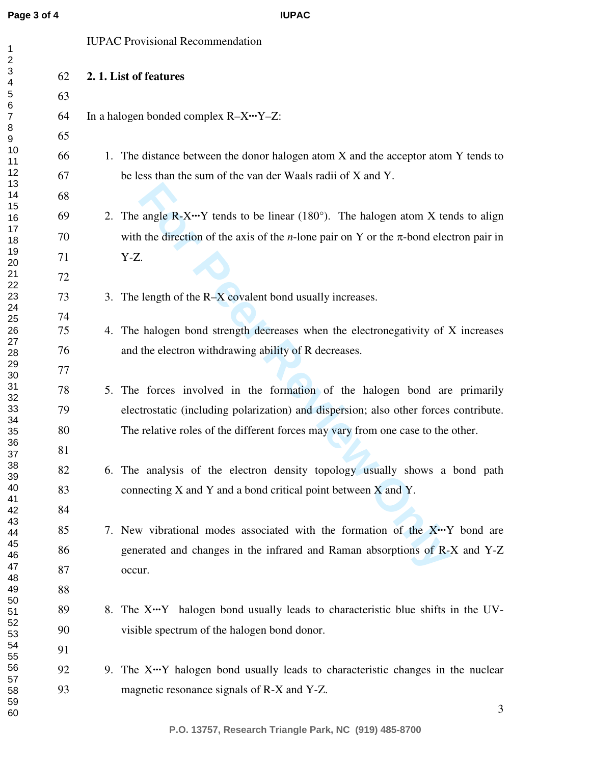IUPAC Provisional Recommendation

## 2. 1. List of features

In a halogen bonded complex R–X···Y–Z:

1. The distance between the donor halogen atom X and the acceptor atom Y tends to be less than the sum of the van der Waals radii of X and Y.

2. The angle R-X···Y tends to be linear (180°). The halogen atom X tends to align with the direction of the axis of the *n*-lone pair on Y or the π-bond electron pair in Y-Z.

3. The length of the R–X covalent bond usually increases.

4. The halogen bond strength decreases when the electronegativity of X increases and the electron withdrawing ability of R decreases.

5. The forces involved in the formation of the halogen bond are primarily electrostatic (including polarization) and dispersion; also other forces contribute. The relative roles of the different forces may vary from one case to the other.

6. The analysis of the electron density topology usually shows a bond path connecting X and Y and a bond critical point between X and Y.

7. New vibrational modes associated with the formation of the X···Y bond are generated and changes in the infrared and Raman absorptions of R-X and Y-Z occur.

8. The X···Y halogen bond usually leads to characteristic blue shifts in the UV-visible spectrum of the halogen bond donor.

9. The X···Y halogen bond usually leads to characteristic changes in the nuclear magnetic resonance signals of R-X and Y-Z.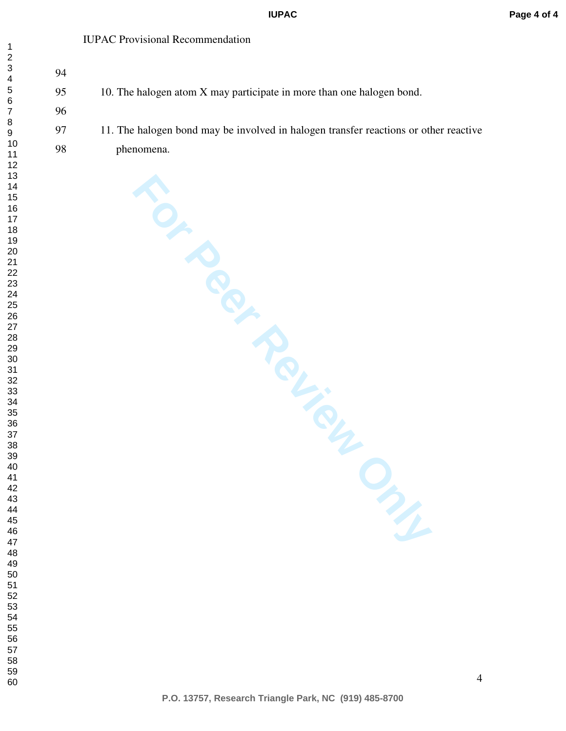10. The halogen atom X may participate in more than one halogen bond.

11. The halogen bond may be involved in halogen transfer reactions or other reactive phenomena.